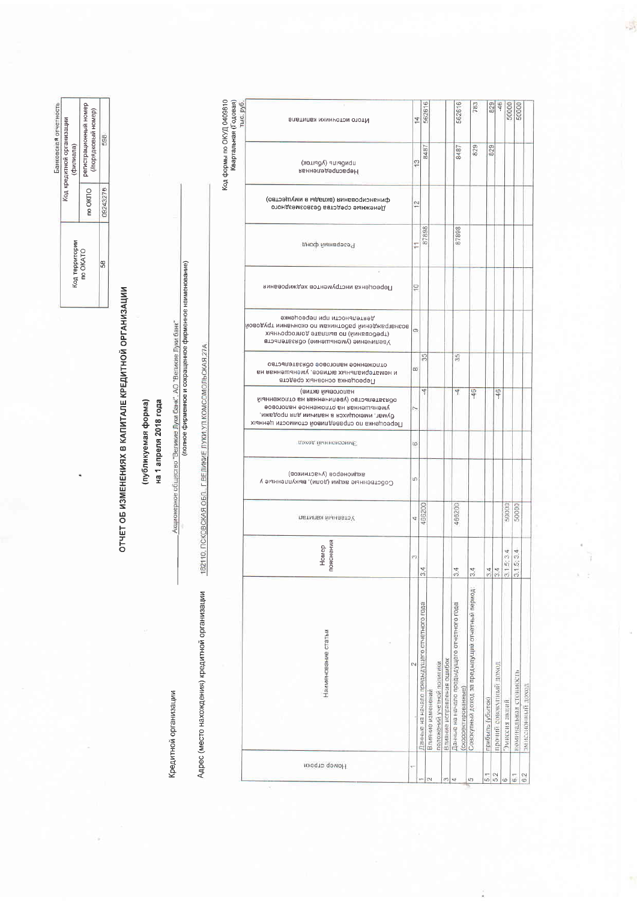Банковская отчетность

| Код территории по ОКАТО | Код кредитной организации (филиала) | |
|---|---|---|
| | по ОКПО | регистрационный номер (/порядковый номер) |
| 58 | 09243276 | 598 |

# ОТЧЕТ ОБ ИЗМЕНЕНИЯХ В КАПИТАЛЕ КРЕДИТНОЙ ОРГАНИЗАЦИИ

## (публикуемая форма)

## на 1 апреля 2018 года

Кредитной организации Акционерное общество "Великие Луки Банк", АО "Великие Луки банк"
(полное фирменное и сокращенное фирменное наименование)

Адрес (место нахождения) кредитной организации 182110, ПСКОВСКАЯ ОБЛ., Г ВЕЛИКИЕ ЛУКИ УЛ КОМСОМОЛЬСКАЯ 27А

Код формы по ОКУД 0409810
Квартальная (Годовая)
тыс. руб.

| Номер строки | Наименование статьи | Номер пояснения | Уставный капитал | Собственные акции (доли), выкупленные у акционеров (участников) | Эмиссионный доход | Переоценка по справедливой стоимости ценных бумаг, имеющихся в наличии для продажи, уменьшенная на отложенное налоговое обязательство (увеличенная на отложенный налоговый актив) | Переоценка основных средств и нематериальных активов, уменьшенная на отложенное налоговое обязательство | Увеличение (уменьшение) обязательств (требований) по выплате долгосрочных вознаграждений работникам по окончании трудовой деятельности при переоценке | Переоценка инструментов хеджирования | Резервный фонд | Денежные средства безвозмездного финансирования (вклады в имущество) | Нераспределенная прибыль (убыток) | Итого источники капитала |
|---|---|---|---|---|---|---|---|---|---|---|---|---|---|
| 1 | 2 | 3 | 4 | 5 | 6 | 7 | 8 | 9 | 10 | 11 | 12 | 13 | 14 |
| 1 | Данные на начало предыдущего отчетного года | 3.4 | 466200 | | | -4 | 35 | | | 87898 | | 8487 | 562616 |
| 2 | Влияние изменений положений учетной политики | | | | | | | | | | | | |
| 3 | Влияние исправления ошибок | | | | | | | | | | | | |
| 4 | Данные на начало предыдущего отчетного года (скорректированные) | 3.4 | 466200 | | | -4 | 35 | | | 87898 | | 8487 | 562616 |
| 5 | Совокупный доход за предыдущий отчетный период: | 3.4 | | | | -46 | | | | | | 829 | 783 |
| 5.1 | прибыль (убыток) | 3.4 | | | | | | | | | | 829 | 829 |
| 5.2 | прочий совокупный доход | 3.4 | | | | -46 | | | | | | | -46 |
| 6 | Эмиссия акций: | 3.1.5; 3.4 | 50000 | | | | | | | | | | 50000 |
| 6.1 | номинальная стоимость | 3.1.5; 3.4 | 50000 | | | | | | | | | | 50000 |
| 6.2 | эмиссионный доход | | | | | | | | | | | | |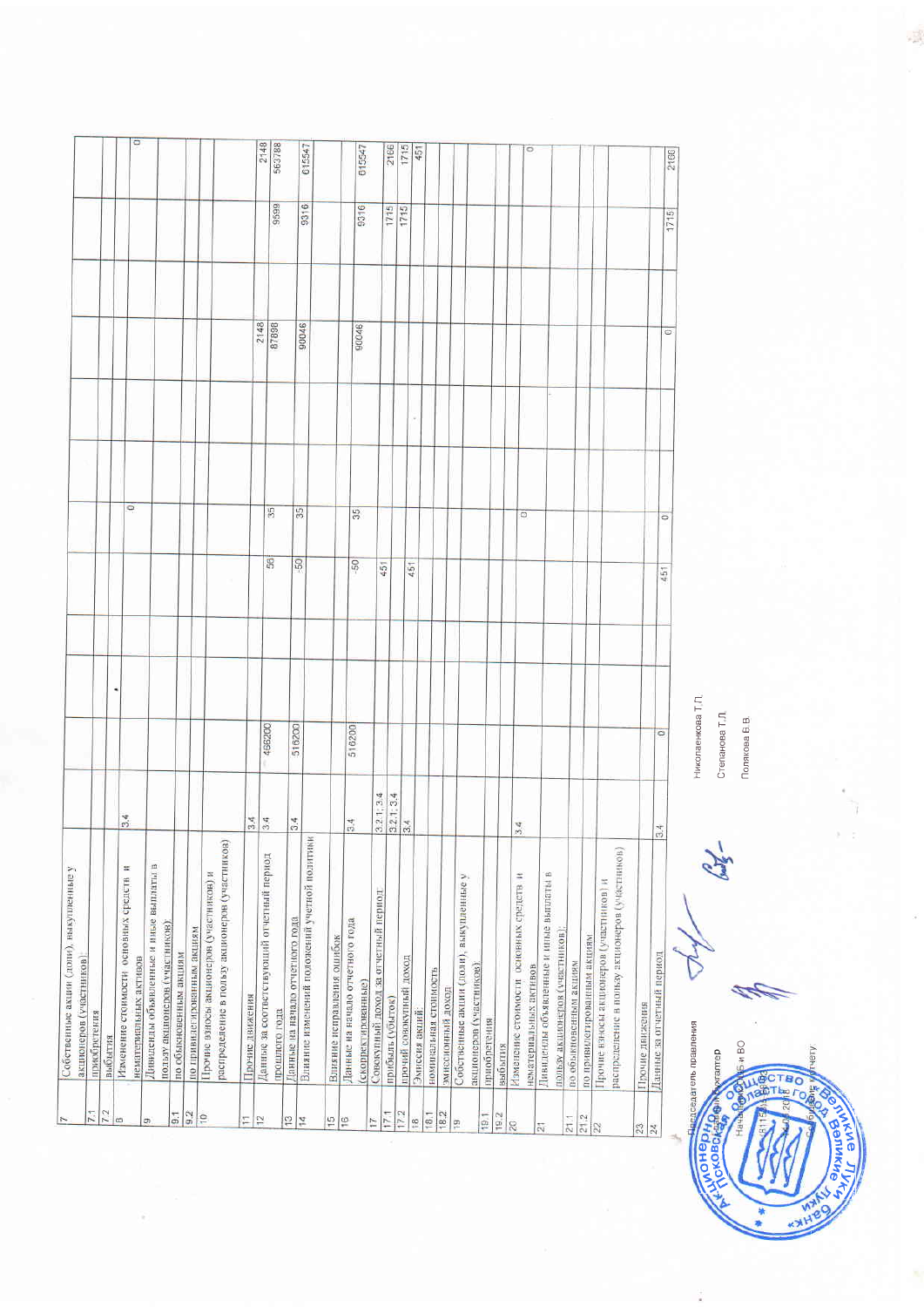| | | | | | | | | | | | | |
|---|---|---|---|---|---|---|---|---|---|---|---|---|
| 7 | Собственные акции (доли), выкупленные у акционеров (участников): | | | | | | | | | | | |
| 7.1 | приобретения | | | | | | | | | | | |
| 7.2 | выбытия | | | | | | | | | | | |
| 8 | Изменение стоимости основных средств и нематериальных активов | 3.4 | | | | 0 | | | | | | 0 |
| 9 | Дивиденды объявленные и иные выплаты в пользу акционеров (участников): | | | | | | | | | | | |
| 9.1 | по обыкновенным акциям | | | | | | | | | | | |
| 9.2 | по привилегированным акциям | | | | | | | | | | | |
| 10 | Прочие взносы акционеров (участников) и распределение в пользу акционеров (участников) | | | | | | | | | | | |
| 11 | Прочие движения | 3.4 | | | | | | | 2148 | | | 2148 |
| 12 | Данные за соответствующий отчетный период прошлого года | 3.4 | 466200 | | 56 | 35 | | | 87898 | | 9599 | 563788 |
| 13 | Данные на начало отчетного года | 3.4 | 516200 | | -50 | 35 | | | 90046 | | 9316 | 615547 |
| 14 | Влияние изменений положений учетной политики | | | | | | | | | | | |
| 15 | Влияние исправления ошибок | | | | | | | | | | | |
| 16 | Данные на начало отчетного года (скорректированные) | 3.4 | 516200 | | -50 | 35 | | | 90046 | | 9316 | 615547 |
| 17 | Совокупный доход за отчетный период: | 3.2.1; 3.4 | | | 451 | | | | | | 1715 | 2166 |
| 17.1 | прибыль (убыток) | 3.2.1; 3.4 | | | | | | | | | 1715 | 1715 |
| 17.2 | прочий совокупный доход | 3.4 | | | 451 | | | | | | | 451 |
| 18 | Эмиссия акций: | | | | | | | | | | | |
| 18.1 | номинальная стоимость | | | | | | | | | | | |
| 18.2 | эмиссионный доход | | | | | | | | | | | |
| 19 | Собственные акции (доли), выкупленные у акционеров (участников): | | | | | | | | | | | |
| 19.1 | приобретения | | | | | | | | | | | |
| 19.2 | выбытия | | | | | | | | | | | |
| 20 | Изменение стоимости основных средств и нематериальных активов | 3.4 | | | | 0 | | | | | | 0 |
| 21 | Дивиденды объявленные и иные выплаты в пользу акционеров (участников): | | | | | | | | | | | |
| 21.1 | по обыкновенным акциям | | | | | | | | | | | |
| 21.2 | по привилегированным акциям | | | | | | | | | | | |
| 22 | Прочие взносы акционеров (участников) и распределение в пользу акционеров (участников) | | | | | | | | | | | |
| 23 | Прочие движения | | | | | | | | | | | |
| 24 | Данные за отчетный период | 3.4 | 0 | | 451 | 0 | | | 0 | | 1715 | 2166 |

Председатель правления — Николаенкова Т.П.

Главный бухгалтер — Степанова Т.Л.

Начальник ОБ и ВО — Полякова В.В.